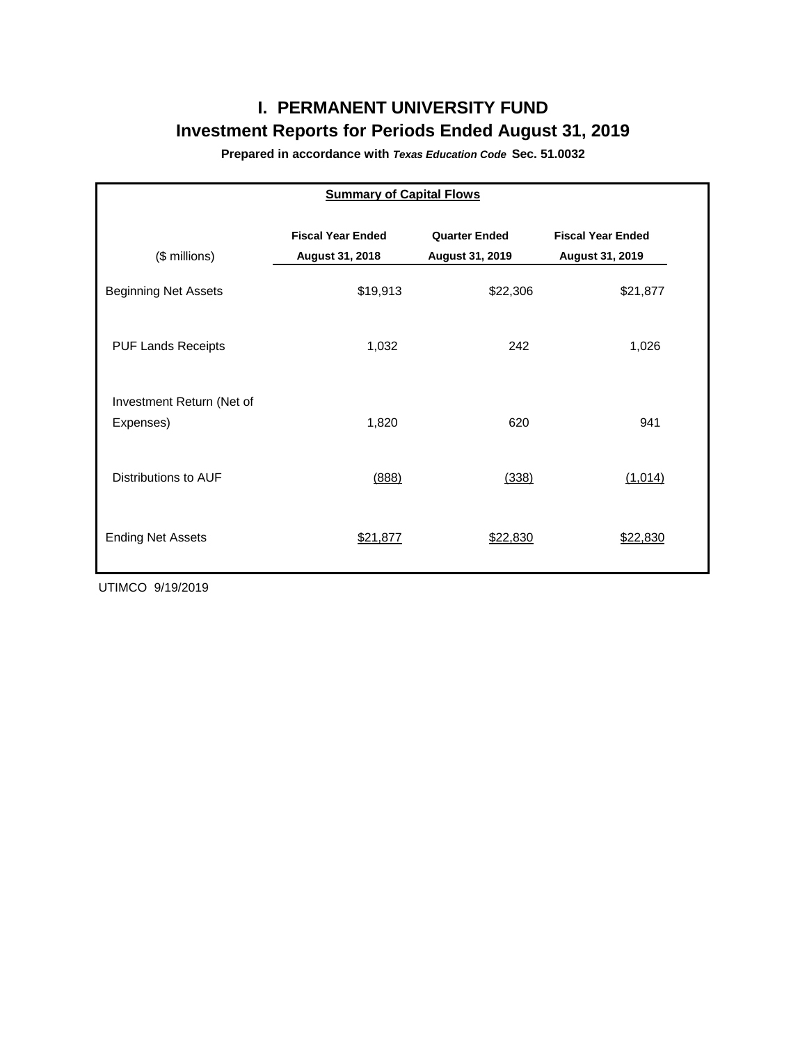# I. PERMANENT UNIVERSITY FUND

## Investment Reports for Periods Ended August 31, 2019

**Prepared in accordance with *Texas Education Code* Sec. 51.0032**

**Summary of Capital Flows**

| ($ millions) | Fiscal Year Ended August 31, 2018 | Quarter Ended August 31, 2019 | Fiscal Year Ended August 31, 2019 |
|---|---|---|---|
| Beginning Net Assets | $19,913 | $22,306 | $21,877 |
| PUF Lands Receipts | 1,032 | 242 | 1,026 |
| Investment Return (Net of Expenses) | 1,820 | 620 | 941 |
| Distributions to AUF | (888) | (338) | (1,014) |
| Ending Net Assets | $21,877 | $22,830 | $22,830 |

UTIMCO 9/19/2019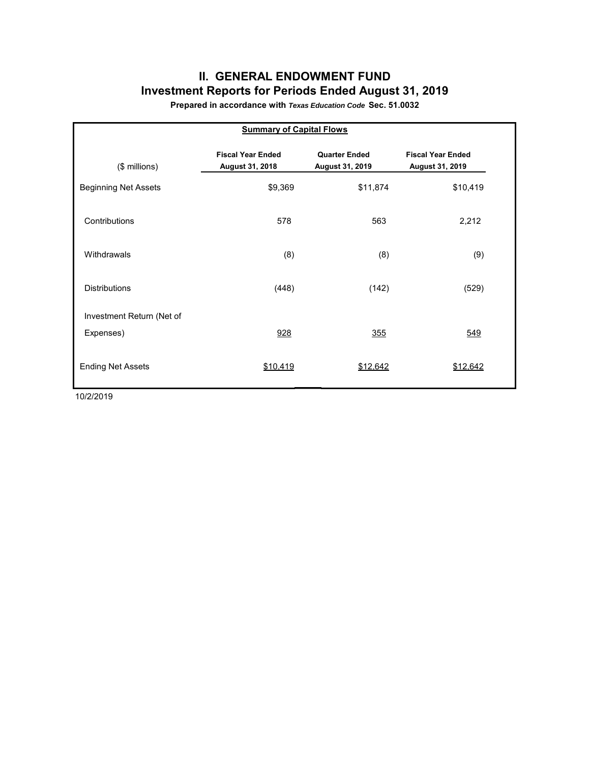## II. GENERAL ENDOWMENT FUND
## Investment Reports for Periods Ended August 31, 2019

**Prepared in accordance with *Texas Education Code* Sec. 51.0032**

**Summary of Capital Flows**

| ($ millions) | Fiscal Year Ended August 31, 2018 | Quarter Ended August 31, 2019 | Fiscal Year Ended August 31, 2019 |
|---|---|---|---|
| Beginning Net Assets | $9,369 | $11,874 | $10,419 |
| Contributions | 578 | 563 | 2,212 |
| Withdrawals | (8) | (8) | (9) |
| Distributions | (448) | (142) | (529) |
| Investment Return (Net of Expenses) | 928 | 355 | 549 |
| Ending Net Assets | $10,419 | $12,642 | $12,642 |

10/2/2019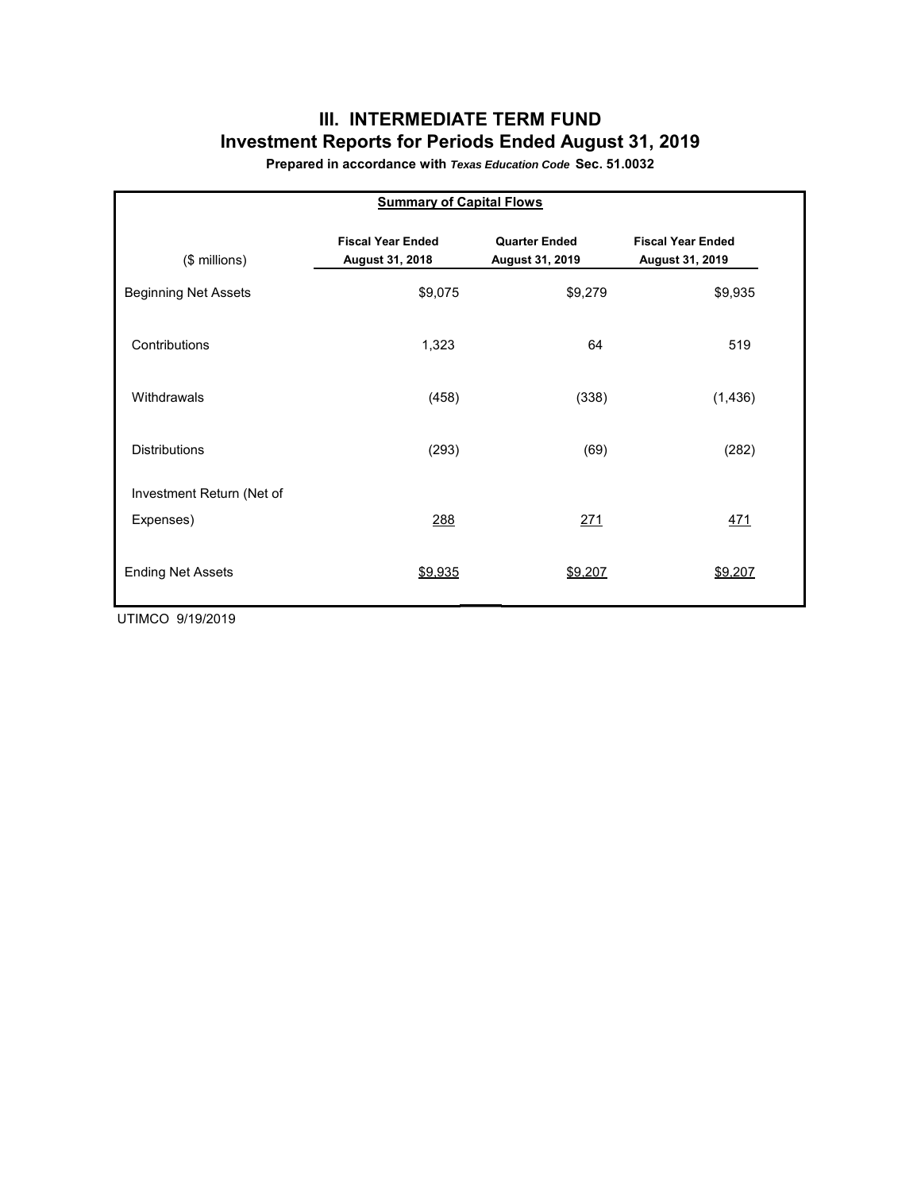# III. INTERMEDIATE TERM FUND

## Investment Reports for Periods Ended August 31, 2019

**Prepared in accordance with *Texas Education Code* Sec. 51.0032**

**Summary of Capital Flows**

| ($ millions) | Fiscal Year Ended August 31, 2018 | Quarter Ended August 31, 2019 | Fiscal Year Ended August 31, 2019 |
|---|---|---|---|
| Beginning Net Assets | $9,075 | $9,279 | $9,935 |
| Contributions | 1,323 | 64 | 519 |
| Withdrawals | (458) | (338) | (1,436) |
| Distributions | (293) | (69) | (282) |
| Investment Return (Net of Expenses) | 288 | 271 | 471 |
| Ending Net Assets | $9,935 | $9,207 | $9,207 |

UTIMCO 9/19/2019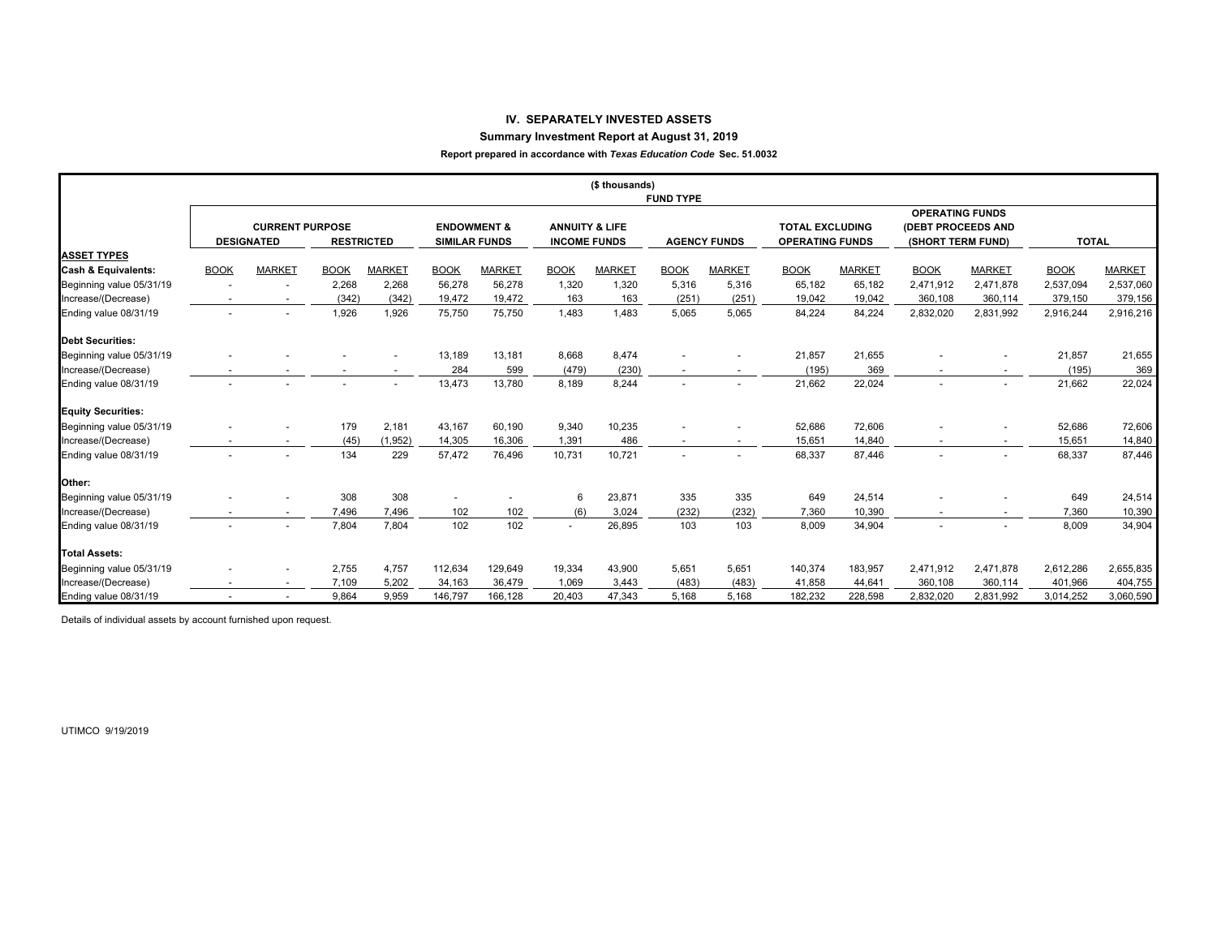# IV. SEPARATELY INVESTED ASSETS

## Summary Investment Report at August 31, 2019

**Report prepared in accordance with *Texas Education Code* Sec. 51.0032**

($ thousands)

| | FUND TYPE | | | | | | | | | | | | | | | |
|---|---|---|---|---|---|---|---|---|---|---|---|---|---|---|---|---|
| | CURRENT PURPOSE | | | | ENDOWMENT & SIMILAR FUNDS | | ANNUITY & LIFE INCOME FUNDS | | AGENCY FUNDS | | TOTAL EXCLUDING OPERATING FUNDS | | OPERATING FUNDS (DEBT PROCEEDS AND (SHORT TERM FUND) | | TOTAL | |
| | DESIGNATED | | RESTRICTED | | | | | | | | | | | | | |
| **ASSET TYPES** | | | | | | | | | | | | | | | | |
| **Cash & Equivalents:** | BOOK | MARKET | BOOK | MARKET | BOOK | MARKET | BOOK | MARKET | BOOK | MARKET | BOOK | MARKET | BOOK | MARKET | BOOK | MARKET |
| Beginning value 05/31/19 | - | - | 2,268 | 2,268 | 56,278 | 56,278 | 1,320 | 1,320 | 5,316 | 5,316 | 65,182 | 65,182 | 2,471,912 | 2,471,878 | 2,537,094 | 2,537,060 |
| Increase/(Decrease) | - | - | (342) | (342) | 19,472 | 19,472 | 163 | 163 | (251) | (251) | 19,042 | 19,042 | 360,108 | 360,114 | 379,150 | 379,156 |
| Ending value 08/31/19 | - | - | 1,926 | 1,926 | 75,750 | 75,750 | 1,483 | 1,483 | 5,065 | 5,065 | 84,224 | 84,224 | 2,832,020 | 2,831,992 | 2,916,244 | 2,916,216 |
| **Debt Securities:** | | | | | | | | | | | | | | | | |
| Beginning value 05/31/19 | - | - | - | - | 13,189 | 13,181 | 8,668 | 8,474 | - | - | 21,857 | 21,655 | - | - | 21,857 | 21,655 |
| Increase/(Decrease) | - | - | - | - | 284 | 599 | (479) | (230) | - | - | (195) | 369 | - | - | (195) | 369 |
| Ending value 08/31/19 | - | - | - | - | 13,473 | 13,780 | 8,189 | 8,244 | - | - | 21,662 | 22,024 | - | - | 21,662 | 22,024 |
| **Equity Securities:** | | | | | | | | | | | | | | | | |
| Beginning value 05/31/19 | - | - | 179 | 2,181 | 43,167 | 60,190 | 9,340 | 10,235 | - | - | 52,686 | 72,606 | - | - | 52,686 | 72,606 |
| Increase/(Decrease) | - | - | (45) | (1,952) | 14,305 | 16,306 | 1,391 | 486 | - | - | 15,651 | 14,840 | - | - | 15,651 | 14,840 |
| Ending value 08/31/19 | - | - | 134 | 229 | 57,472 | 76,496 | 10,731 | 10,721 | - | - | 68,337 | 87,446 | - | - | 68,337 | 87,446 |
| **Other:** | | | | | | | | | | | | | | | | |
| Beginning value 05/31/19 | - | - | 308 | 308 | - | - | 6 | 23,871 | 335 | 335 | 649 | 24,514 | - | - | 649 | 24,514 |
| Increase/(Decrease) | - | - | 7,496 | 7,496 | 102 | 102 | (6) | 3,024 | (232) | (232) | 7,360 | 10,390 | - | - | 7,360 | 10,390 |
| Ending value 08/31/19 | - | - | 7,804 | 7,804 | 102 | 102 | - | 26,895 | 103 | 103 | 8,009 | 34,904 | - | - | 8,009 | 34,904 |
| **Total Assets:** | | | | | | | | | | | | | | | | |
| Beginning value 05/31/19 | - | - | 2,755 | 4,757 | 112,634 | 129,649 | 19,334 | 43,900 | 5,651 | 5,651 | 140,374 | 183,957 | 2,471,912 | 2,471,878 | 2,612,286 | 2,655,835 |
| Increase/(Decrease) | - | - | 7,109 | 5,202 | 34,163 | 36,479 | 1,069 | 3,443 | (483) | (483) | 41,858 | 44,641 | 360,108 | 360,114 | 401,966 | 404,755 |
| Ending value 08/31/19 | - | - | 9,864 | 9,959 | 146,797 | 166,128 | 20,403 | 47,343 | 5,168 | 5,168 | 182,232 | 228,598 | 2,832,020 | 2,831,992 | 3,014,252 | 3,060,590 |

Details of individual assets by account furnished upon request.

UTIMCO 9/19/2019